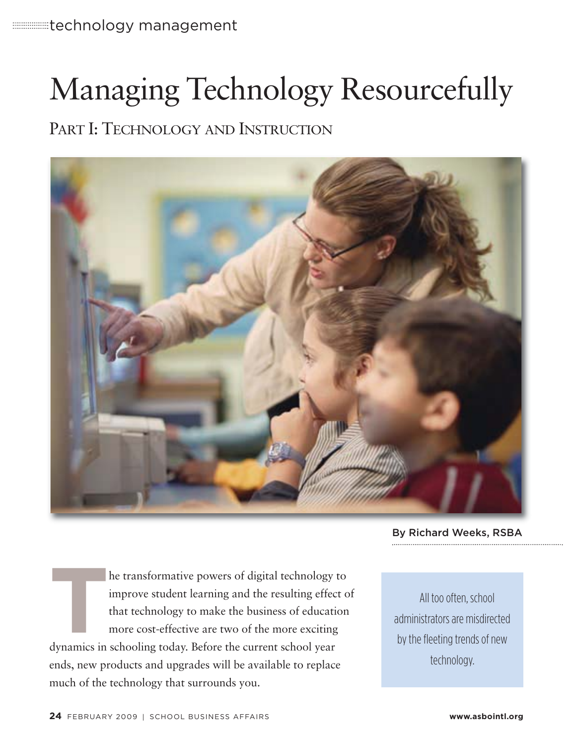technology management

# Managing Technology Resourcefully

## Part I: Technology and Instruction

By Richard Weeks, RSBA

The transformative powers of digital technology to improve student learning and the resulting effect of that technology to make the business of education more cost-effective are two of the more exciting dynamics in schooling today. Before the current school year ends, new products and upgrades will be available to replace much of the technology that surrounds you.

> All too often, school administrators are misdirected by the fleeting trends of new technology.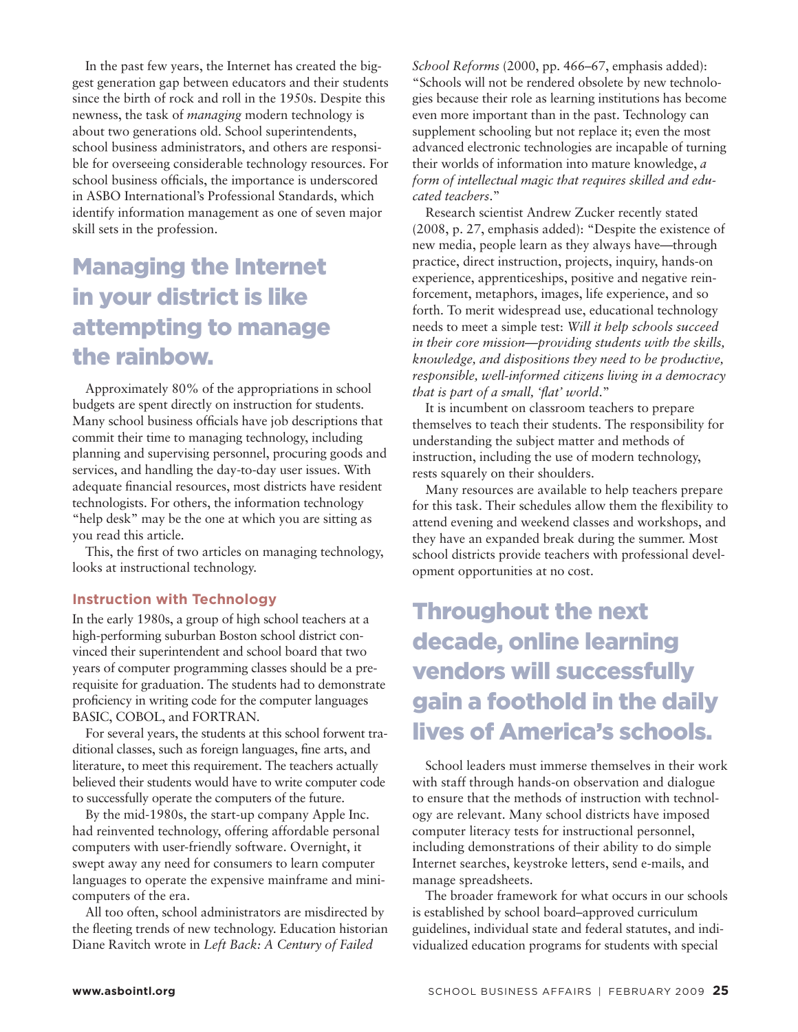In the past few years, the Internet has created the biggest generation gap between educators and their students since the birth of rock and roll in the 1950s. Despite this newness, the task of *managing* modern technology is about two generations old. School superintendents, school business administrators, and others are responsible for overseeing considerable technology resources. For school business officials, the importance is underscored in ASBO International's Professional Standards, which identify information management as one of seven major skill sets in the profession.

## Managing the Internet in your district is like attempting to manage the rainbow.

Approximately 80% of the appropriations in school budgets are spent directly on instruction for students. Many school business officials have job descriptions that commit their time to managing technology, including planning and supervising personnel, procuring goods and services, and handling the day-to-day user issues. With adequate financial resources, most districts have resident technologists. For others, the information technology "help desk" may be the one at which you are sitting as you read this article.

This, the first of two articles on managing technology, looks at instructional technology.

### Instruction with Technology

In the early 1980s, a group of high school teachers at a high-performing suburban Boston school district convinced their superintendent and school board that two years of computer programming classes should be a prerequisite for graduation. The students had to demonstrate proficiency in writing code for the computer languages BASIC, COBOL, and FORTRAN.

For several years, the students at this school forwent traditional classes, such as foreign languages, fine arts, and literature, to meet this requirement. The teachers actually believed their students would have to write computer code to successfully operate the computers of the future.

By the mid-1980s, the start-up company Apple Inc. had reinvented technology, offering affordable personal computers with user-friendly software. Overnight, it swept away any need for consumers to learn computer languages to operate the expensive mainframe and minicomputers of the era.

All too often, school administrators are misdirected by the fleeting trends of new technology. Education historian Diane Ravitch wrote in *Left Back: A Century of Failed School Reforms* (2000, pp. 466–67, emphasis added): "Schools will not be rendered obsolete by new technologies because their role as learning institutions has become even more important than in the past. Technology can supplement schooling but not replace it; even the most advanced electronic technologies are incapable of turning their worlds of information into mature knowledge, *a form of intellectual magic that requires skilled and educated teachers*."

Research scientist Andrew Zucker recently stated (2008, p. 27, emphasis added): "Despite the existence of new media, people learn as they always have—through practice, direct instruction, projects, inquiry, hands-on experience, apprenticeships, positive and negative reinforcement, metaphors, images, life experience, and so forth. To merit widespread use, educational technology needs to meet a simple test: *Will it help schools succeed in their core mission—providing students with the skills, knowledge, and dispositions they need to be productive, responsible, well-informed citizens living in a democracy that is part of a small, 'flat' world*."

It is incumbent on classroom teachers to prepare themselves to teach their students. The responsibility for understanding the subject matter and methods of instruction, including the use of modern technology, rests squarely on their shoulders.

Many resources are available to help teachers prepare for this task. Their schedules allow them the flexibility to attend evening and weekend classes and workshops, and they have an expanded break during the summer. Most school districts provide teachers with professional development opportunities at no cost.

## Throughout the next decade, online learning vendors will successfully gain a foothold in the daily lives of America's schools.

School leaders must immerse themselves in their work with staff through hands-on observation and dialogue to ensure that the methods of instruction with technology are relevant. Many school districts have imposed computer literacy tests for instructional personnel, including demonstrations of their ability to do simple Internet searches, keystroke letters, send e-mails, and manage spreadsheets.

The broader framework for what occurs in our schools is established by school board–approved curriculum guidelines, individual state and federal statutes, and individualized education programs for students with special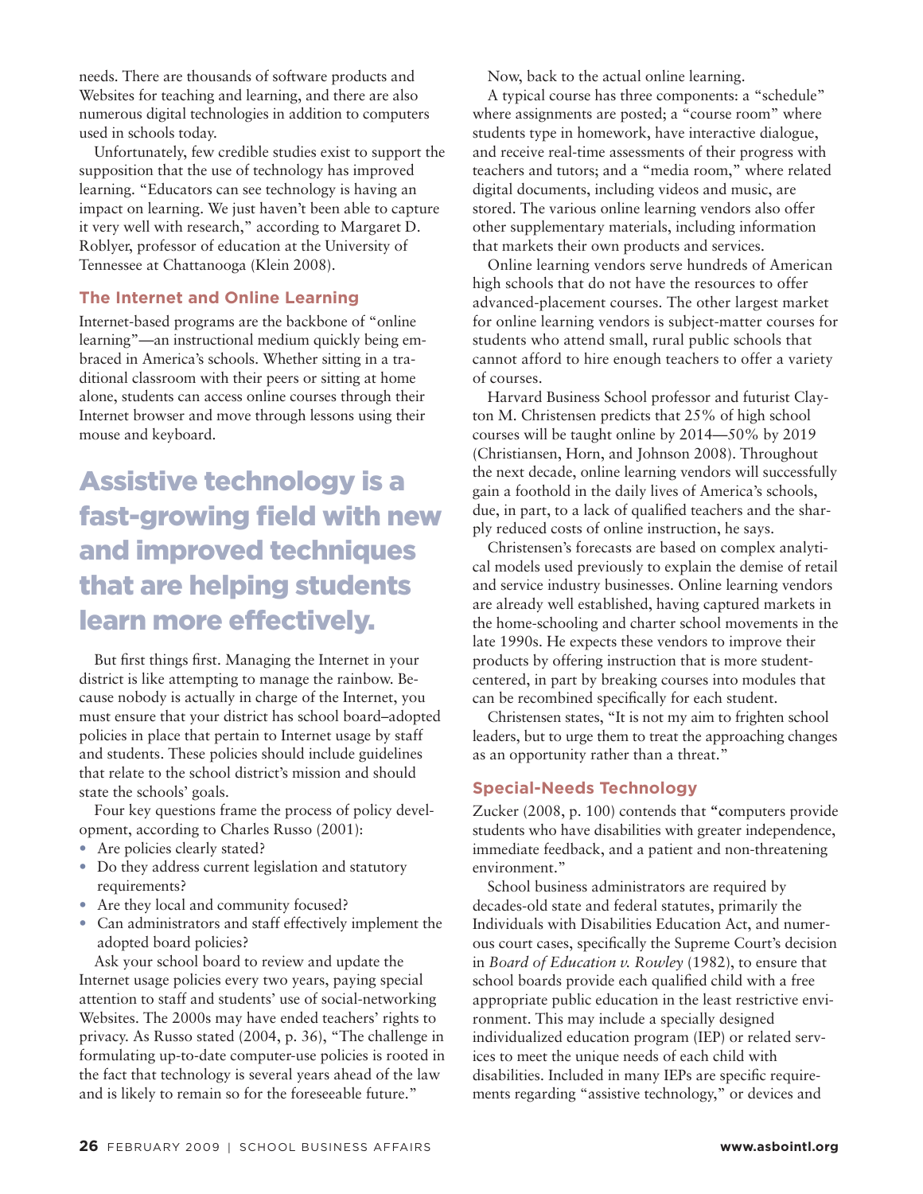needs. There are thousands of software products and Websites for teaching and learning, and there are also numerous digital technologies in addition to computers used in schools today.

Unfortunately, few credible studies exist to support the supposition that the use of technology has improved learning. "Educators can see technology is having an impact on learning. We just haven't been able to capture it very well with research," according to Margaret D. Roblyer, professor of education at the University of Tennessee at Chattanooga (Klein 2008).

### The Internet and Online Learning

Internet-based programs are the backbone of "online learning"—an instructional medium quickly being embraced in America's schools. Whether sitting in a traditional classroom with their peers or sitting at home alone, students can access online courses through their Internet browser and move through lessons using their mouse and keyboard.

**Assistive technology is a fast-growing field with new and improved techniques that are helping students learn more effectively.**

But first things first. Managing the Internet in your district is like attempting to manage the rainbow. Because nobody is actually in charge of the Internet, you must ensure that your district has school board–adopted policies in place that pertain to Internet usage by staff and students. These policies should include guidelines that relate to the school district's mission and should state the schools' goals.

Four key questions frame the process of policy development, according to Charles Russo (2001):

- Are policies clearly stated?
- Do they address current legislation and statutory requirements?
- Are they local and community focused?
- Can administrators and staff effectively implement the adopted board policies?

Ask your school board to review and update the Internet usage policies every two years, paying special attention to staff and students' use of social-networking Websites. The 2000s may have ended teachers' rights to privacy. As Russo stated (2004, p. 36), "The challenge in formulating up-to-date computer-use policies is rooted in the fact that technology is several years ahead of the law and is likely to remain so for the foreseeable future."

Now, back to the actual online learning.

A typical course has three components: a "schedule" where assignments are posted; a "course room" where students type in homework, have interactive dialogue, and receive real-time assessments of their progress with teachers and tutors; and a "media room," where related digital documents, including videos and music, are stored. The various online learning vendors also offer other supplementary materials, including information that markets their own products and services.

Online learning vendors serve hundreds of American high schools that do not have the resources to offer advanced-placement courses. The other largest market for online learning vendors is subject-matter courses for students who attend small, rural public schools that cannot afford to hire enough teachers to offer a variety of courses.

Harvard Business School professor and futurist Clayton M. Christensen predicts that 25% of high school courses will be taught online by 2014—50% by 2019 (Christiansen, Horn, and Johnson 2008). Throughout the next decade, online learning vendors will successfully gain a foothold in the daily lives of America's schools, due, in part, to a lack of qualified teachers and the sharply reduced costs of online instruction, he says.

Christensen's forecasts are based on complex analytical models used previously to explain the demise of retail and service industry businesses. Online learning vendors are already well established, having captured markets in the home-schooling and charter school movements in the late 1990s. He expects these vendors to improve their products by offering instruction that is more student-centered, in part by breaking courses into modules that can be recombined specifically for each student.

Christensen states, "It is not my aim to frighten school leaders, but to urge them to treat the approaching changes as an opportunity rather than a threat."

### Special-Needs Technology

Zucker (2008, p. 100) contends that "computers provide students who have disabilities with greater independence, immediate feedback, and a patient and non-threatening environment."

School business administrators are required by decades-old state and federal statutes, primarily the Individuals with Disabilities Education Act, and numerous court cases, specifically the Supreme Court's decision in *Board of Education v. Rowley* (1982), to ensure that school boards provide each qualified child with a free appropriate public education in the least restrictive environment. This may include a specially designed individualized education program (IEP) or related services to meet the unique needs of each child with disabilities. Included in many IEPs are specific requirements regarding "assistive technology," or devices and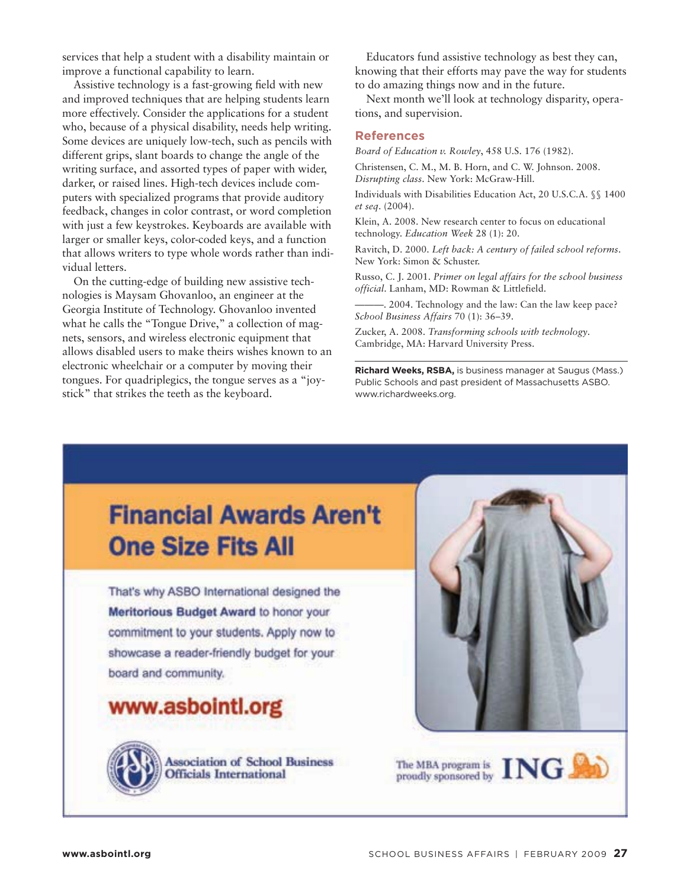services that help a student with a disability maintain or improve a functional capability to learn.

Assistive technology is a fast-growing field with new and improved techniques that are helping students learn more effectively. Consider the applications for a student who, because of a physical disability, needs help writing. Some devices are uniquely low-tech, such as pencils with different grips, slant boards to change the angle of the writing surface, and assorted types of paper with wider, darker, or raised lines. High-tech devices include computers with specialized programs that provide auditory feedback, changes in color contrast, or word completion with just a few keystrokes. Keyboards are available with larger or smaller keys, color-coded keys, and a function that allows writers to type whole words rather than individual letters.

On the cutting-edge of building new assistive technologies is Maysam Ghovanloo, an engineer at the Georgia Institute of Technology. Ghovanloo invented what he calls the "Tongue Drive," a collection of magnets, sensors, and wireless electronic equipment that allows disabled users to make theirs wishes known to an electronic wheelchair or a computer by moving their tongues. For quadriplegics, the tongue serves as a "joystick" that strikes the teeth as the keyboard.

Educators fund assistive technology as best they can, knowing that their efforts may pave the way for students to do amazing things now and in the future.

Next month we'll look at technology disparity, operations, and supervision.

## References

*Board of Education v. Rowley*, 458 U.S. 176 (1982).

Christensen, C. M., M. B. Horn, and C. W. Johnson. 2008. *Disrupting class*. New York: McGraw-Hill.

Individuals with Disabilities Education Act, 20 U.S.C.A. §§ 1400 *et seq*. (2004).

Klein, A. 2008. New research center to focus on educational technology. *Education Week* 28 (1): 20.

Ravitch, D. 2000. *Left back: A century of failed school reforms*. New York: Simon & Schuster.

Russo, C. J. 2001. *Primer on legal affairs for the school business official*. Lanham, MD: Rowman & Littlefield.

———. 2004. Technology and the law: Can the law keep pace? *School Business Affairs* 70 (1): 36–39.

Zucker, A. 2008. *Transforming schools with technology*. Cambridge, MA: Harvard University Press.

**Richard Weeks, RSBA,** is business manager at Saugus (Mass.) Public Schools and past president of Massachusetts ASBO. www.richardweeks.org.

# Financial Awards Aren't One Size Fits All

That's why ASBO International designed the **Meritorious Budget Award** to honor your commitment to your students. Apply now to showcase a reader-friendly budget for your board and community.

**www.asbointl.org**

Association of School Business Officials International

The MBA program is proudly sponsored by ING